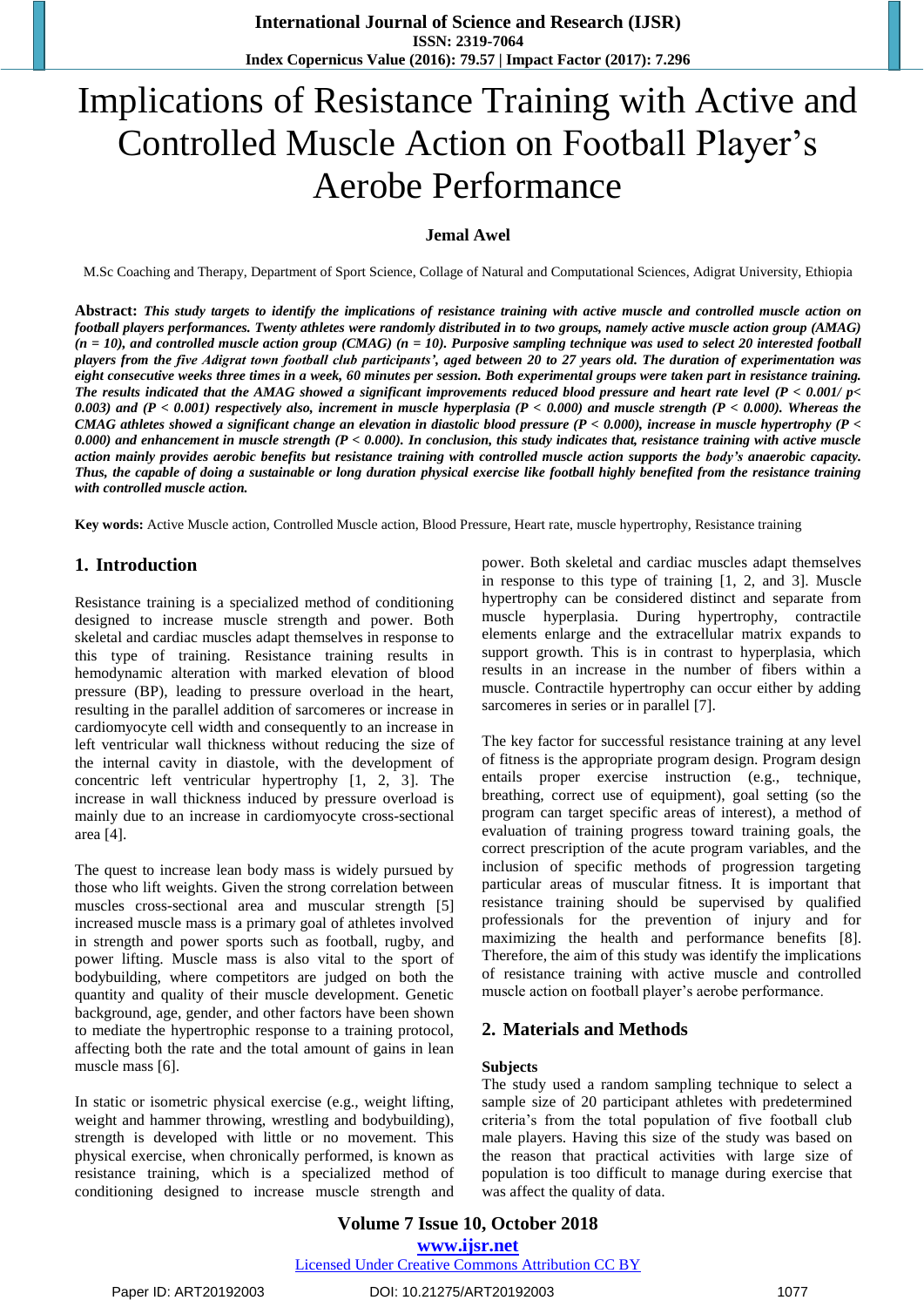# Implications of Resistance Training with Active and Controlled Muscle Action on Football Player's Aerobe Performance

**Jemal Awel**

M.Sc Coaching and Therapy, Department of Sport Science, Collage of Natural and Computational Sciences, Adigrat University, Ethiopia

**Abstract:** ***This study targets to identify the implications of resistance training with active muscle and controlled muscle action on football players performances. Twenty athletes were randomly distributed in to two groups, namely active muscle action group (AMAG) (n = 10), and controlled muscle action group (CMAG) (n = 10). Purposive sampling technique was used to select 20 interested football players from the five Adigrat town football club participants', aged between 20 to 27 years old. The duration of experimentation was eight consecutive weeks three times in a week, 60 minutes per session. Both experimental groups were taken part in resistance training. The results indicated that the AMAG showed a significant improvements reduced blood pressure and heart rate level (P < 0.001/ p< 0.003) and (P < 0.001) respectively also, increment in muscle hyperplasia (P < 0.000) and muscle strength (P < 0.000). Whereas the CMAG athletes showed a significant change an elevation in diastolic blood pressure (P < 0.000), increase in muscle hypertrophy (P < 0.000) and enhancement in muscle strength (P < 0.000). In conclusion, this study indicates that, resistance training with active muscle action mainly provides aerobic benefits but resistance training with controlled muscle action supports the body's anaerobic capacity. Thus, the capable of doing a sustainable or long duration physical exercise like football highly benefited from the resistance training with controlled muscle action.***

**Key words:** Active Muscle action, Controlled Muscle action, Blood Pressure, Heart rate, muscle hypertrophy, Resistance training

## 1. Introduction

Resistance training is a specialized method of conditioning designed to increase muscle strength and power. Both skeletal and cardiac muscles adapt themselves in response to this type of training. Resistance training results in hemodynamic alteration with marked elevation of blood pressure (BP), leading to pressure overload in the heart, resulting in the parallel addition of sarcomeres or increase in cardiomyocyte cell width and consequently to an increase in left ventricular wall thickness without reducing the size of the internal cavity in diastole, with the development of concentric left ventricular hypertrophy [1, 2, 3]. The increase in wall thickness induced by pressure overload is mainly due to an increase in cardiomyocyte cross-sectional area [4].

The quest to increase lean body mass is widely pursued by those who lift weights. Given the strong correlation between muscles cross-sectional area and muscular strength [5] increased muscle mass is a primary goal of athletes involved in strength and power sports such as football, rugby, and power lifting. Muscle mass is also vital to the sport of bodybuilding, where competitors are judged on both the quantity and quality of their muscle development. Genetic background, age, gender, and other factors have been shown to mediate the hypertrophic response to a training protocol, affecting both the rate and the total amount of gains in lean muscle mass [6].

In static or isometric physical exercise (e.g., weight lifting, weight and hammer throwing, wrestling and bodybuilding), strength is developed with little or no movement. This physical exercise, when chronically performed, is known as resistance training, which is a specialized method of conditioning designed to increase muscle strength and power. Both skeletal and cardiac muscles adapt themselves in response to this type of training [1, 2, and 3]. Muscle hypertrophy can be considered distinct and separate from muscle hyperplasia. During hypertrophy, contractile elements enlarge and the extracellular matrix expands to support growth. This is in contrast to hyperplasia, which results in an increase in the number of fibers within a muscle. Contractile hypertrophy can occur either by adding sarcomeres in series or in parallel [7].

The key factor for successful resistance training at any level of fitness is the appropriate program design. Program design entails proper exercise instruction (e.g., technique, breathing, correct use of equipment), goal setting (so the program can target specific areas of interest), a method of evaluation of training progress toward training goals, the correct prescription of the acute program variables, and the inclusion of specific methods of progression targeting particular areas of muscular fitness. It is important that resistance training should be supervised by qualified professionals for the prevention of injury and for maximizing the health and performance benefits [8]. Therefore, the aim of this study was identify the implications of resistance training with active muscle and controlled muscle action on football player's aerobe performance.

## 2. Materials and Methods

### Subjects

The study used a random sampling technique to select a sample size of 20 participant athletes with predetermined criteria's from the total population of five football club male players. Having this size of the study was based on the reason that practical activities with large size of population is too difficult to manage during exercise that was affect the quality of data.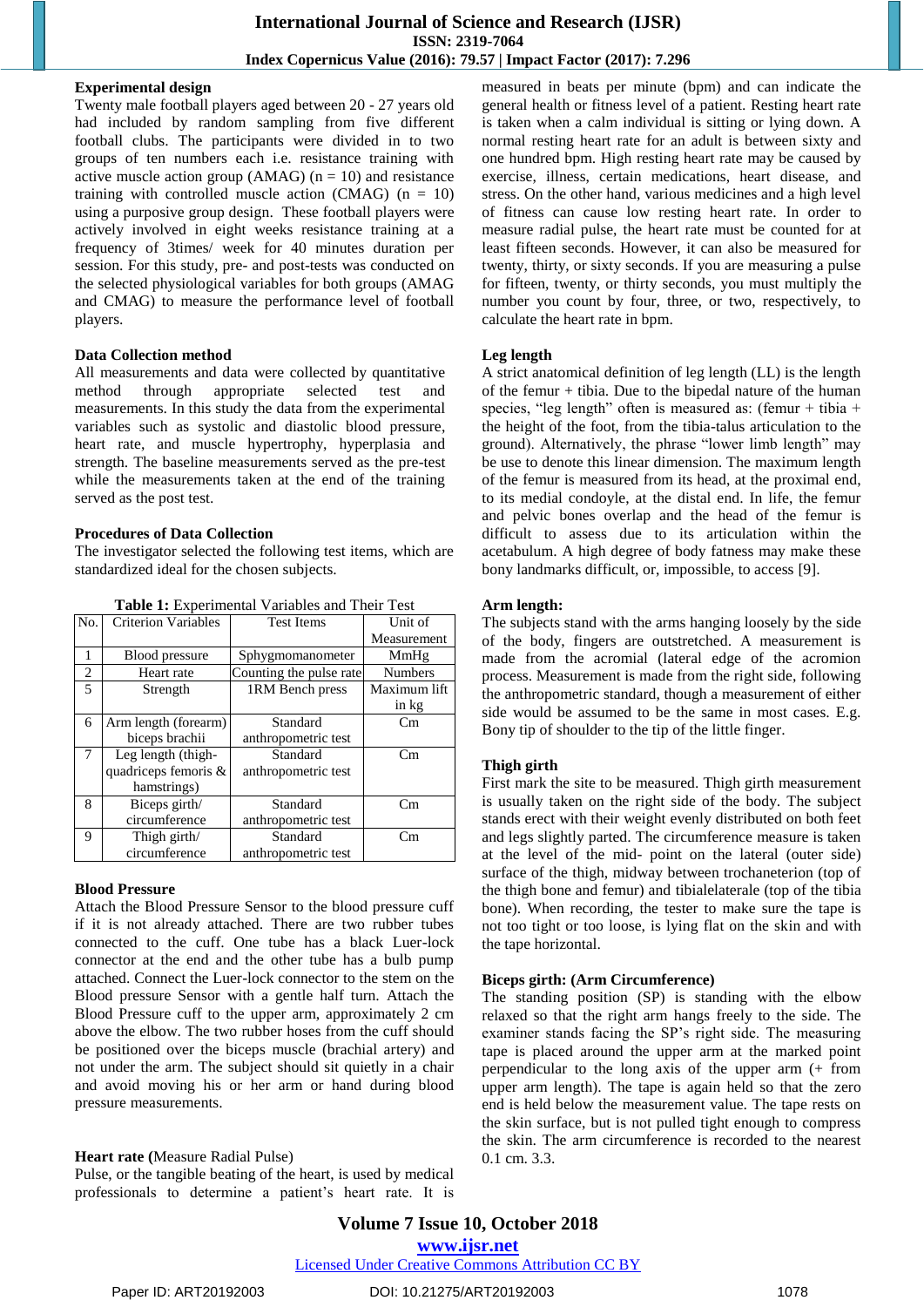### Experimental design

Twenty male football players aged between 20 - 27 years old had included by random sampling from five different football clubs. The participants were divided in to two groups of ten numbers each i.e. resistance training with active muscle action group (AMAG) (n = 10) and resistance training with controlled muscle action (CMAG) (n = 10) using a purposive group design. These football players were actively involved in eight weeks resistance training at a frequency of 3times/ week for 40 minutes duration per session. For this study, pre- and post-tests was conducted on the selected physiological variables for both groups (AMAG and CMAG) to measure the performance level of football players.

### Data Collection method

All measurements and data were collected by quantitative method through appropriate selected test and measurements. In this study the data from the experimental variables such as systolic and diastolic blood pressure, heart rate, and muscle hypertrophy, hyperplasia and strength. The baseline measurements served as the pre-test while the measurements taken at the end of the training served as the post test.

### Procedures of Data Collection

The investigator selected the following test items, which are standardized ideal for the chosen subjects.

**Table 1:** Experimental Variables and Their Test

| No. | Criterion Variables | Test Items | Unit of Measurement |
|---|---|---|---|
| 1 | Blood pressure | Sphygmomanometer | MmHg |
| 2 | Heart rate | Counting the pulse rate | Numbers |
| 5 | Strength | 1RM Bench press | Maximum lift in kg |
| 6 | Arm length (forearm) biceps brachii | Standard anthropometric test | Cm |
| 7 | Leg length (thigh-quadriceps femoris & hamstrings) | Standard anthropometric test | Cm |
| 8 | Biceps girth/ circumference | Standard anthropometric test | Cm |
| 9 | Thigh girth/ circumference | Standard anthropometric test | Cm |

### Blood Pressure

Attach the Blood Pressure Sensor to the blood pressure cuff if it is not already attached. There are two rubber tubes connected to the cuff. One tube has a black Luer-lock connector at the end and the other tube has a bulb pump attached. Connect the Luer-lock connector to the stem on the Blood pressure Sensor with a gentle half turn. Attach the Blood Pressure cuff to the upper arm, approximately 2 cm above the elbow. The two rubber hoses from the cuff should be positioned over the biceps muscle (brachial artery) and not under the arm. The subject should sit quietly in a chair and avoid moving his or her arm or hand during blood pressure measurements.

### Heart rate (Measure Radial Pulse)

Pulse, or the tangible beating of the heart, is used by medical professionals to determine a patient's heart rate. It is measured in beats per minute (bpm) and can indicate the general health or fitness level of a patient. Resting heart rate is taken when a calm individual is sitting or lying down. A normal resting heart rate for an adult is between sixty and one hundred bpm. High resting heart rate may be caused by exercise, illness, certain medications, heart disease, and stress. On the other hand, various medicines and a high level of fitness can cause low resting heart rate. In order to measure radial pulse, the heart rate must be counted for at least fifteen seconds. However, it can also be measured for twenty, thirty, or sixty seconds. If you are measuring a pulse for fifteen, twenty, or thirty seconds, you must multiply the number you count by four, three, or two, respectively, to calculate the heart rate in bpm.

### Leg length

A strict anatomical definition of leg length (LL) is the length of the femur + tibia. Due to the bipedal nature of the human species, "leg length" often is measured as: (femur + tibia + the height of the foot, from the tibia-talus articulation to the ground). Alternatively, the phrase "lower limb length" may be use to denote this linear dimension. The maximum length of the femur is measured from its head, at the proximal end, to its medial condoyle, at the distal end. In life, the femur and pelvic bones overlap and the head of the femur is difficult to assess due to its articulation within the acetabulum. A high degree of body fatness may make these bony landmarks difficult, or, impossible, to access [9].

### Arm length:

The subjects stand with the arms hanging loosely by the side of the body, fingers are outstretched. A measurement is made from the acromial (lateral edge of the acromion process. Measurement is made from the right side, following the anthropometric standard, though a measurement of either side would be assumed to be the same in most cases. E.g. Bony tip of shoulder to the tip of the little finger.

### Thigh girth

First mark the site to be measured. Thigh girth measurement is usually taken on the right side of the body. The subject stands erect with their weight evenly distributed on both feet and legs slightly parted. The circumference measure is taken at the level of the mid- point on the lateral (outer side) surface of the thigh, midway between trochaneterion (top of the thigh bone and femur) and tibialelaterale (top of the tibia bone). When recording, the tester to make sure the tape is not too tight or too loose, is lying flat on the skin and with the tape horizontal.

### Biceps girth: (Arm Circumference)

The standing position (SP) is standing with the elbow relaxed so that the right arm hangs freely to the side. The examiner stands facing the SP's right side. The measuring tape is placed around the upper arm at the marked point perpendicular to the long axis of the upper arm (+ from upper arm length). The tape is again held so that the zero end is held below the measurement value. The tape rests on the skin surface, but is not pulled tight enough to compress the skin. The arm circumference is recorded to the nearest 0.1 cm. 3.3.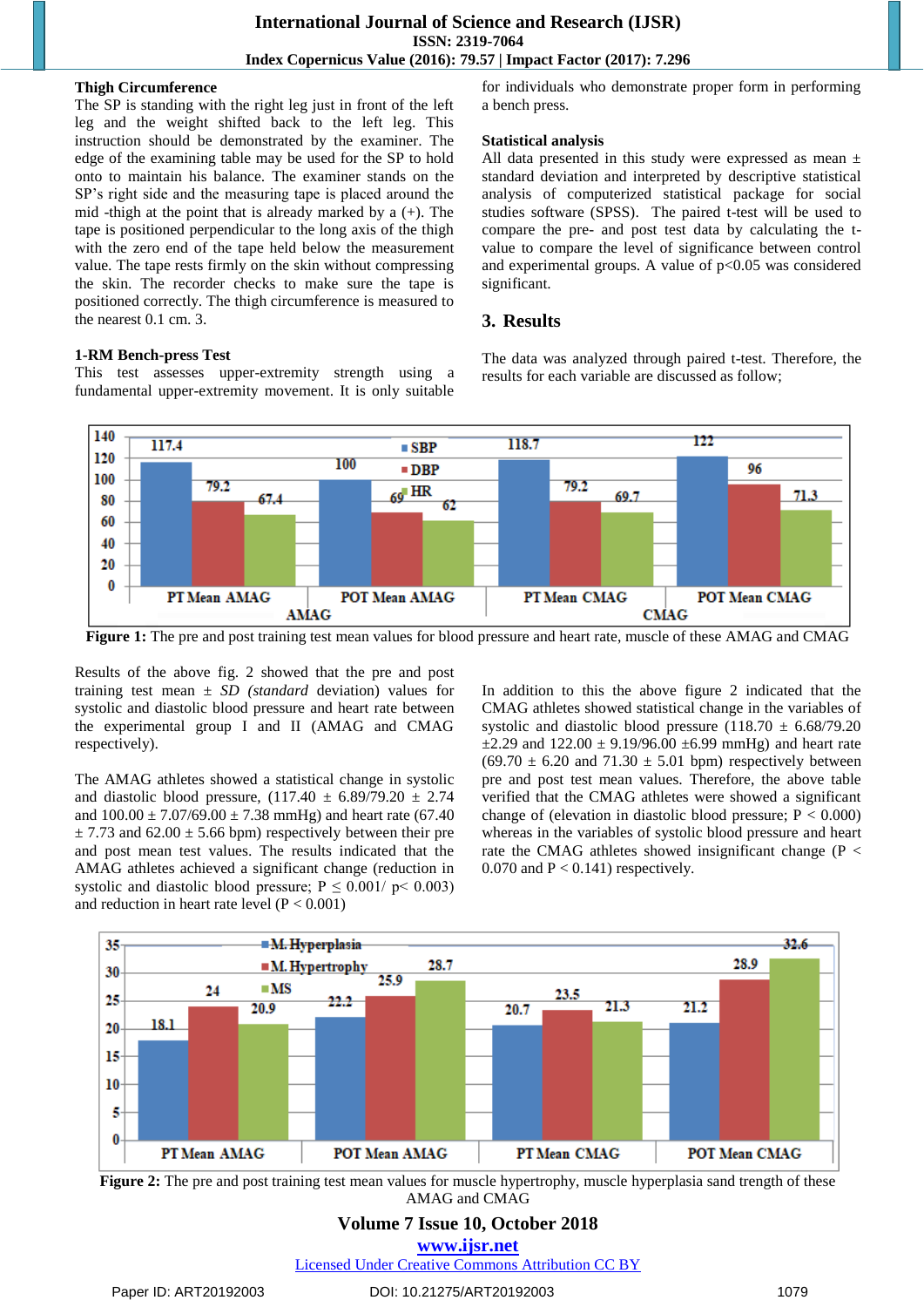**Thigh Circumference**

The SP is standing with the right leg just in front of the left leg and the weight shifted back to the left leg. This instruction should be demonstrated by the examiner. The edge of the examining table may be used for the SP to hold onto to maintain his balance. The examiner stands on the SP's right side and the measuring tape is placed around the mid -thigh at the point that is already marked by a (+). The tape is positioned perpendicular to the long axis of the thigh with the zero end of the tape held below the measurement value. The tape rests firmly on the skin without compressing the skin. The recorder checks to make sure the tape is positioned correctly. The thigh circumference is measured to the nearest 0.1 cm. 3.

**1-RM Bench-press Test**

This test assesses upper-extremity strength using a fundamental upper-extremity movement. It is only suitable for individuals who demonstrate proper form in performing a bench press.

**Statistical analysis**

All data presented in this study were expressed as mean ± standard deviation and interpreted by descriptive statistical analysis of computerized statistical package for social studies software (SPSS). The paired t-test will be used to compare the pre- and post test data by calculating the t-value to compare the level of significance between control and experimental groups. A value of $p<0.05$ was considered significant.

## 3. Results

The data was analyzed through paired t-test. Therefore, the results for each variable are discussed as follow;

| | SBP | DBP | HR |
|---|---|---|---|
| PT Mean AMAG | 117.4 | 79.2 | 67.4 |
| POT Mean AMAG | 100 | 69 | 62 |
| PT Mean CMAG | 118.7 | 79.2 | 69.7 |
| POT Mean CMAG | 122 | 96 | 71.3 |

**Figure 1:** The pre and post training test mean values for blood pressure and heart rate, muscle of these AMAG and CMAG

Results of the above fig. 2 showed that the pre and post training test mean ± *SD (standard* deviation) values for systolic and diastolic blood pressure and heart rate between the experimental group I and II (AMAG and CMAG respectively).

The AMAG athletes showed a statistical change in systolic and diastolic blood pressure, (117.40 ± 6.89/79.20 ± 2.74 and 100.00 ± 7.07/69.00 ± 7.38 mmHg) and heart rate (67.40 ± 7.73 and 62.00 ± 5.66 bpm) respectively between their pre and post mean test values. The results indicated that the AMAG athletes achieved a significant change (reduction in systolic and diastolic blood pressure; $P \leq 0.001$/ $p< 0.003$) and reduction in heart rate level ($P < 0.001$)

In addition to this the above figure 2 indicated that the CMAG athletes showed statistical change in the variables of systolic and diastolic blood pressure (118.70 ± 6.68/79.20 ±2.29 and 122.00 ± 9.19/96.00 ±6.99 mmHg) and heart rate (69.70 ± 6.20 and 71.30 ± 5.01 bpm) respectively between pre and post test mean values. Therefore, the above table verified that the CMAG athletes were showed a significant change of (elevation in diastolic blood pressure; $P < 0.000$) whereas in the variables of systolic blood pressure and heart rate the CMAG athletes showed insignificant change ($P < 0.070$ and $P < 0.141$) respectively.

| | M. Hyperplasia | M. Hypertrophy | MS |
|---|---|---|---|
| PT Mean AMAG | 18.1 | 24 | 20.9 |
| POT Mean AMAG | 22.2 | 25.9 | 28.7 |
| PT Mean CMAG | 20.7 | 23.5 | 21.3 |
| POT Mean CMAG | 21.2 | 28.9 | 32.6 |

**Figure 2:** The pre and post training test mean values for muscle hypertrophy, muscle hyperplasia sand trength of these AMAG and CMAG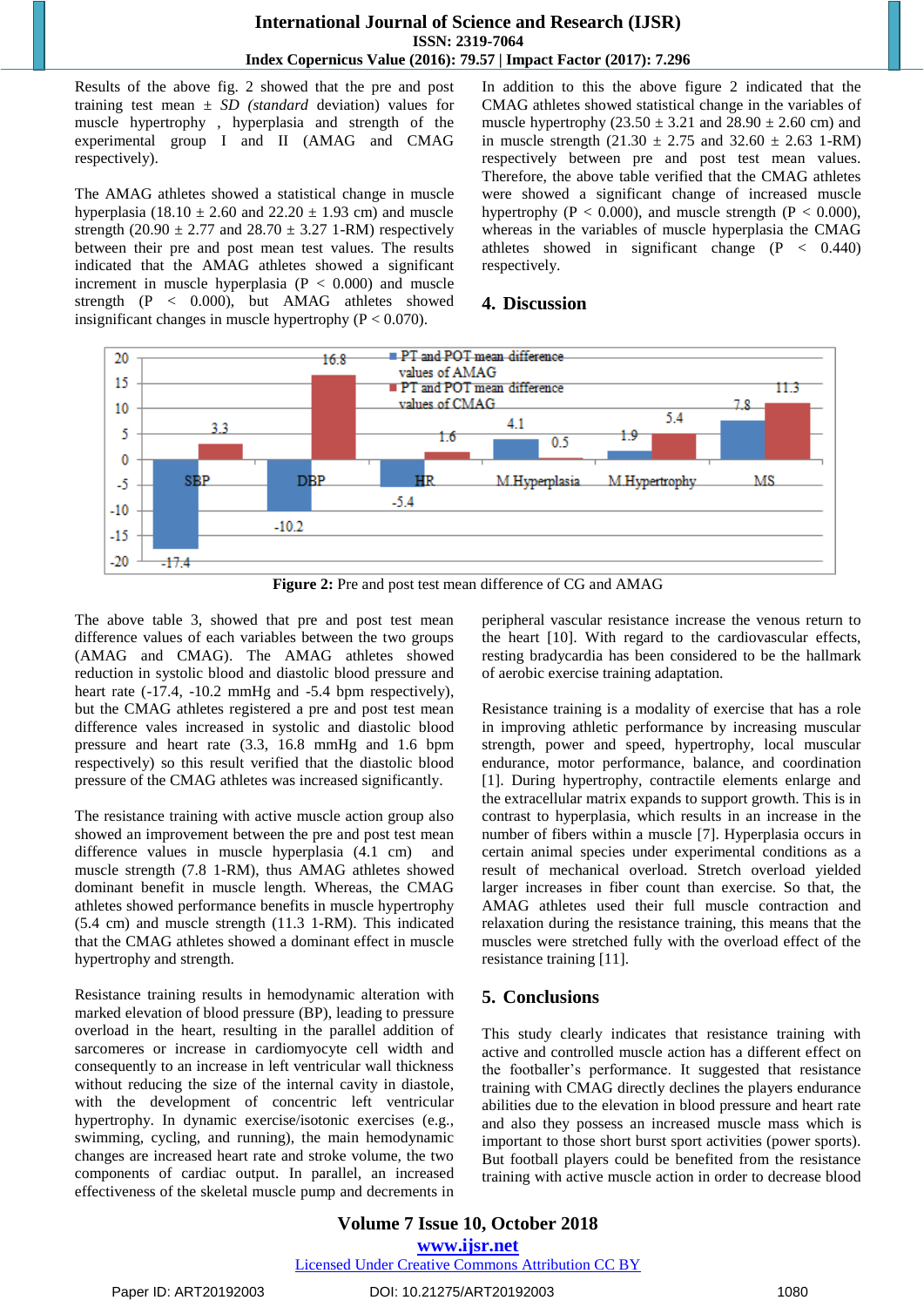Results of the above fig. 2 showed that the pre and post training test mean ± SD *(standard* deviation) values for muscle hypertrophy , hyperplasia and strength of the experimental group I and II (AMAG and CMAG respectively).

The AMAG athletes showed a statistical change in muscle hyperplasia (18.10 ± 2.60 and 22.20 ± 1.93 cm) and muscle strength (20.90 ± 2.77 and 28.70 ± 3.27 1-RM) respectively between their pre and post mean test values. The results indicated that the AMAG athletes showed a significant increment in muscle hyperplasia ($P < 0.000$) and muscle strength ($P < 0.000$), but AMAG athletes showed insignificant changes in muscle hypertrophy ($P < 0.070$).

In addition to this the above figure 2 indicated that the CMAG athletes showed statistical change in the variables of muscle hypertrophy (23.50 ± 3.21 and 28.90 ± 2.60 cm) and in muscle strength (21.30 ± 2.75 and 32.60 ± 2.63 1-RM) respectively between pre and post test mean values. Therefore, the above table verified that the CMAG athletes were showed a significant change of increased muscle hypertrophy ($P < 0.000$), and muscle strength ($P < 0.000$), whereas in the variables of muscle hyperplasia the CMAG athletes showed in significant change ($P < 0.440$) respectively.

## 4. Discussion

| | SBP | DBP | HR | M Hyperplasia | M Hypertrophy | MS |
|---|---|---|---|---|---|---|
| PT and POT mean difference values of AMAG | -17.4 | -10.2 | -5.4 | 4.1 | 1.9 | 7.8 |
| PT and POT mean difference values of CMAG | 3.3 | 16.8 | 1.6 | 0.5 | 5.4 | 11.3 |

**Figure 2:** Pre and post test mean difference of CG and AMAG

The above table 3, showed that pre and post test mean difference values of each variables between the two groups (AMAG and CMAG). The AMAG athletes showed reduction in systolic blood and diastolic blood pressure and heart rate (-17.4, -10.2 mmHg and -5.4 bpm respectively), but the CMAG athletes registered a pre and post test mean difference vales increased in systolic and diastolic blood pressure and heart rate (3.3, 16.8 mmHg and 1.6 bpm respectively) so this result verified that the diastolic blood pressure of the CMAG athletes was increased significantly.

The resistance training with active muscle action group also showed an improvement between the pre and post test mean difference values in muscle hyperplasia (4.1 cm) and muscle strength (7.8 1-RM), thus AMAG athletes showed dominant benefit in muscle length. Whereas, the CMAG athletes showed performance benefits in muscle hypertrophy (5.4 cm) and muscle strength (11.3 1-RM). This indicated that the CMAG athletes showed a dominant effect in muscle hypertrophy and strength.

Resistance training results in hemodynamic alteration with marked elevation of blood pressure (BP), leading to pressure overload in the heart, resulting in the parallel addition of sarcomeres or increase in cardiomyocyte cell width and consequently to an increase in left ventricular wall thickness without reducing the size of the internal cavity in diastole, with the development of concentric left ventricular hypertrophy. In dynamic exercise/isotonic exercises (e.g., swimming, cycling, and running), the main hemodynamic changes are increased heart rate and stroke volume, the two components of cardiac output. In parallel, an increased effectiveness of the skeletal muscle pump and decrements in peripheral vascular resistance increase the venous return to the heart [10]. With regard to the cardiovascular effects, resting bradycardia has been considered to be the hallmark of aerobic exercise training adaptation.

Resistance training is a modality of exercise that has a role in improving athletic performance by increasing muscular strength, power and speed, hypertrophy, local muscular endurance, motor performance, balance, and coordination [1]. During hypertrophy, contractile elements enlarge and the extracellular matrix expands to support growth. This is in contrast to hyperplasia, which results in an increase in the number of fibers within a muscle [7]. Hyperplasia occurs in certain animal species under experimental conditions as a result of mechanical overload. Stretch overload yielded larger increases in fiber count than exercise. So that, the AMAG athletes used their full muscle contraction and relaxation during the resistance training, this means that the muscles were stretched fully with the overload effect of the resistance training [11].

## 5. Conclusions

This study clearly indicates that resistance training with active and controlled muscle action has a different effect on the footballer's performance. It suggested that resistance training with CMAG directly declines the players endurance abilities due to the elevation in blood pressure and heart rate and also they possess an increased muscle mass which is important to those short burst sport activities (power sports). But football players could be benefited from the resistance training with active muscle action in order to decrease blood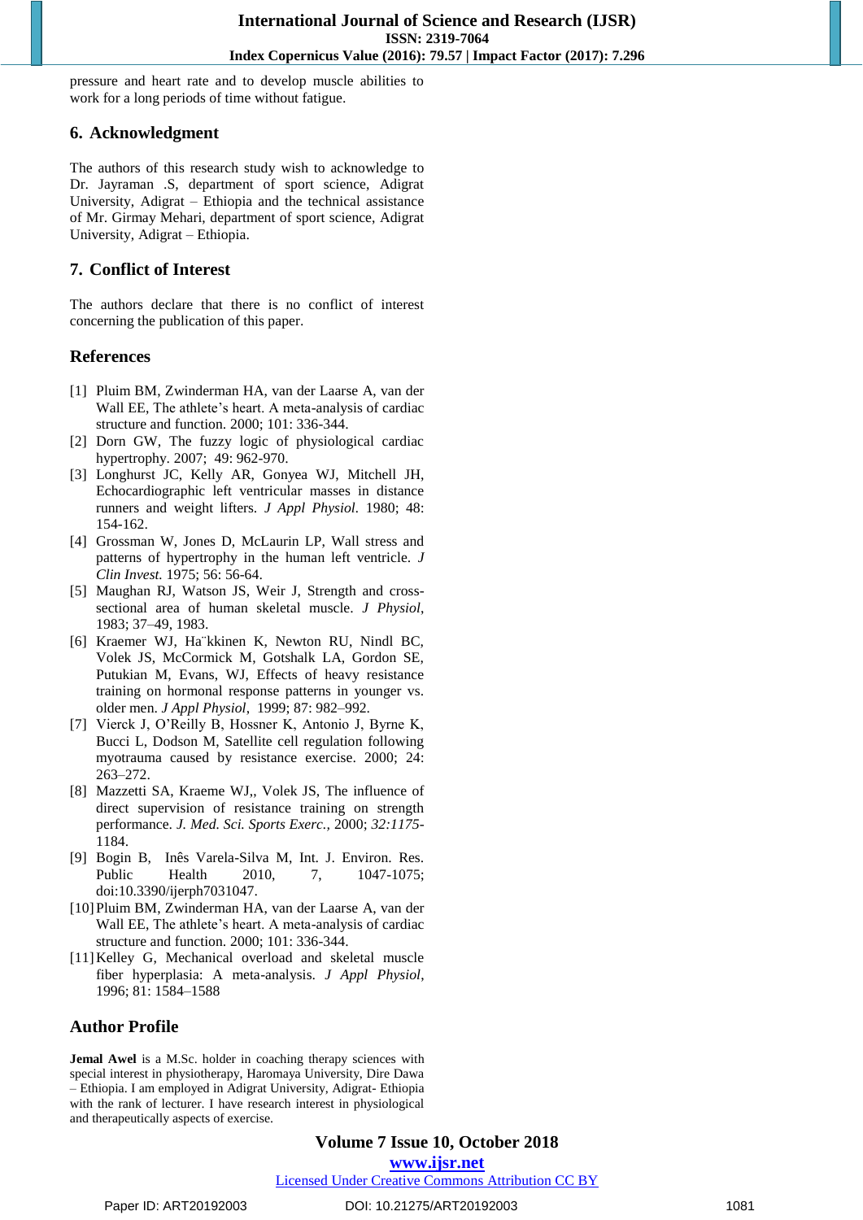pressure and heart rate and to develop muscle abilities to work for a long periods of time without fatigue.

## 6. Acknowledgment

The authors of this research study wish to acknowledge to Dr. Jayraman .S, department of sport science, Adigrat University, Adigrat – Ethiopia and the technical assistance of Mr. Girmay Mehari, department of sport science, Adigrat University, Adigrat – Ethiopia.

## 7. Conflict of Interest

The authors declare that there is no conflict of interest concerning the publication of this paper.

## References

[1] Pluim BM, Zwinderman HA, van der Laarse A, van der Wall EE, The athlete's heart. A meta-analysis of cardiac structure and function. 2000; 101: 336-344.

[2] Dorn GW, The fuzzy logic of physiological cardiac hypertrophy. 2007; 49: 962-970.

[3] Longhurst JC, Kelly AR, Gonyea WJ, Mitchell JH, Echocardiographic left ventricular masses in distance runners and weight lifters. *J Appl Physiol.* 1980; 48: 154-162.

[4] Grossman W, Jones D, McLaurin LP, Wall stress and patterns of hypertrophy in the human left ventricle. *J Clin Invest.* 1975; 56: 56-64.

[5] Maughan RJ, Watson JS, Weir J, Strength and cross-sectional area of human skeletal muscle. *J Physiol*, 1983; 37–49, 1983.

[6] Kraemer WJ, Ha¨kkinen K, Newton RU, Nindl BC, Volek JS, McCormick M, Gotshalk LA, Gordon SE, Putukian M, Evans, WJ, Effects of heavy resistance training on hormonal response patterns in younger vs. older men. *J Appl Physiol*, 1999; 87: 982–992.

[7] Vierck J, O'Reilly B, Hossner K, Antonio J, Byrne K, Bucci L, Dodson M, Satellite cell regulation following myotrauma caused by resistance exercise. 2000; 24: 263–272.

[8] Mazzetti SA, Kraeme WJ,, Volek JS, The influence of direct supervision of resistance training on strength performance. *J. Med. Sci. Sports Exerc.,* 2000; *32:1175-*1184.

[9] Bogin B, Inês Varela-Silva M, Int. J. Environ. Res. Public Health 2010, 7, 1047-1075; doi:10.3390/ijerph7031047.

[10] Pluim BM, Zwinderman HA, van der Laarse A, van der Wall EE, The athlete's heart. A meta-analysis of cardiac structure and function. 2000; 101: 336-344.

[11] Kelley G, Mechanical overload and skeletal muscle fiber hyperplasia: A meta-analysis. *J Appl Physiol*, 1996; 81: 1584–1588

## Author Profile

**Jemal Awel** is a M.Sc. holder in coaching therapy sciences with special interest in physiotherapy, Haromaya University, Dire Dawa – Ethiopia. I am employed in Adigrat University, Adigrat- Ethiopia with the rank of lecturer. I have research interest in physiological and therapeutically aspects of exercise.